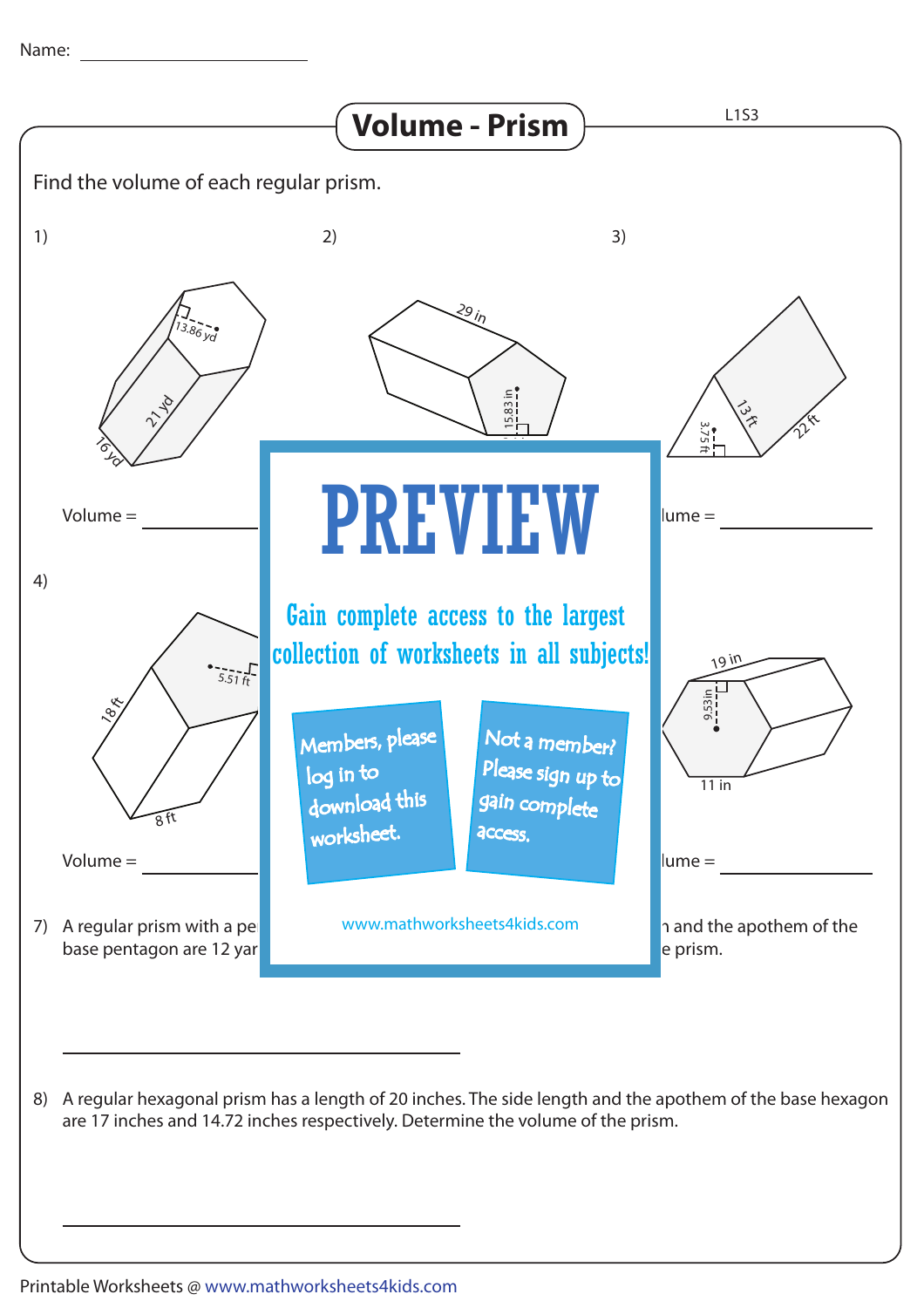Name: ______________________

# Volume - Prism

L1S3

Find the volume of each regular prism.

1)

13.86 yd

21 yd

16 yd

Volume = ______________

2)

29 in

15.83 in

3)

13 ft

3.75 ft

22 ft

lume = ______________

4)

5.51 ft

18 ft

8 ft

Volume = ______________

19 in

9.53 in

11 in

lume = ______________

# PREVIEW

Gain complete access to the largest collection of worksheets in all subjects!

Members, please log in to download this worksheet.

Not a member? Please sign up to gain complete access.

www.mathworksheets4kids.com

7) A regular prism with a pe... n and the apothem of the base pentagon are 12 yar... e prism.

______________________________

8) A regular hexagonal prism has a length of 20 inches. The side length and the apothem of the base hexagon are 17 inches and 14.72 inches respectively. Determine the volume of the prism.

______________________________

Printable Worksheets @ www.mathworksheets4kids.com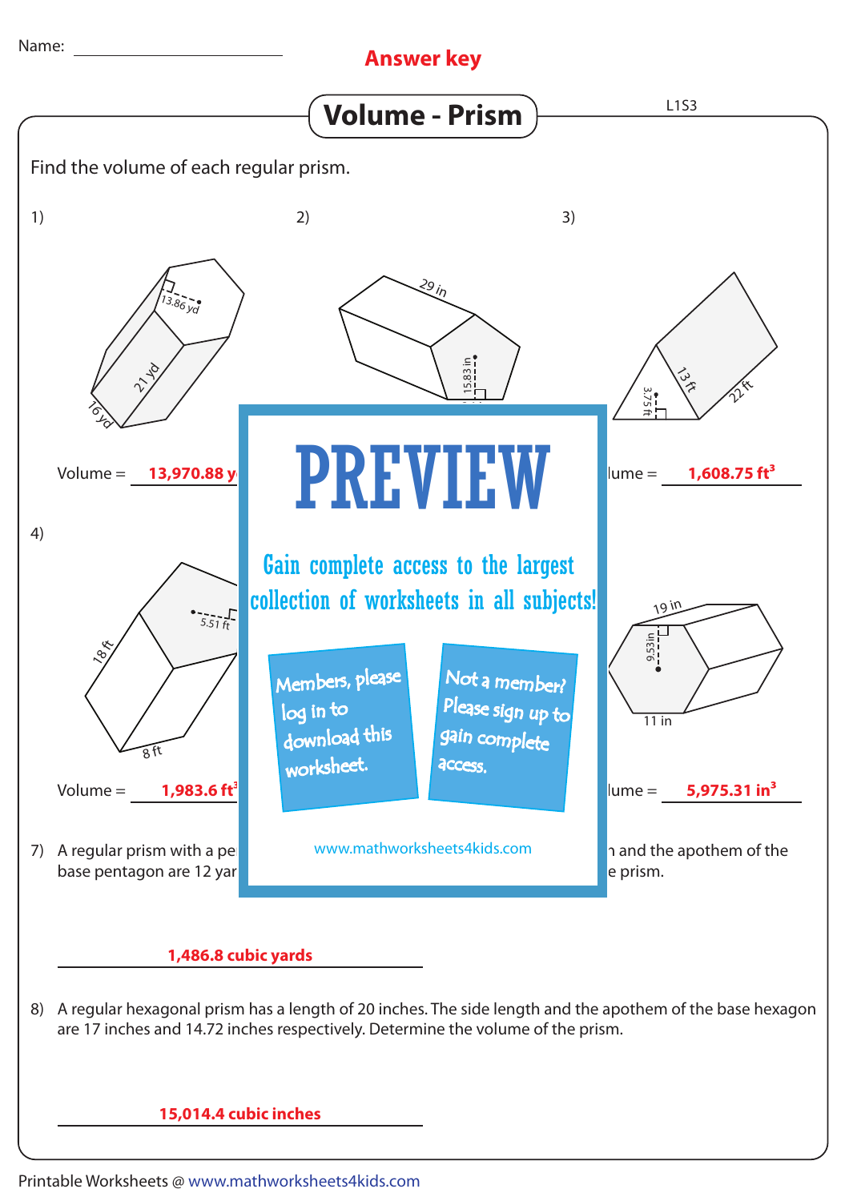Name: ____________

**Answer key**

# Volume - Prism

L1S3

Find the volume of each regular prism.

1)

13.86 yd

21 yd

16 yd

Volume = **13,970.88 y**

2)

29 in

15.83 in

3)

13 ft

3.75 ft

22 ft

**lume = 1,608.75 ft$^3$**

4)

5.51 ft

18 ft

8 ft

Volume = **1,983.6 ft$^3$**

19 in

9.53 in

11 in

**lume = 5,975.31 in$^3$**

PREVIEW

Gain complete access to the largest collection of worksheets in all subjects!

Members, please log in to download this worksheet.

Not a member? Please sign up to gain complete access.

www.mathworksheets4kids.com

7) A regular prism with a pe ... n and the apothem of the base pentagon are 12 yar ... e prism.

**1,486.8 cubic yards**

8) A regular hexagonal prism has a length of 20 inches. The side length and the apothem of the base hexagon are 17 inches and 14.72 inches respectively. Determine the volume of the prism.

**15,014.4 cubic inches**